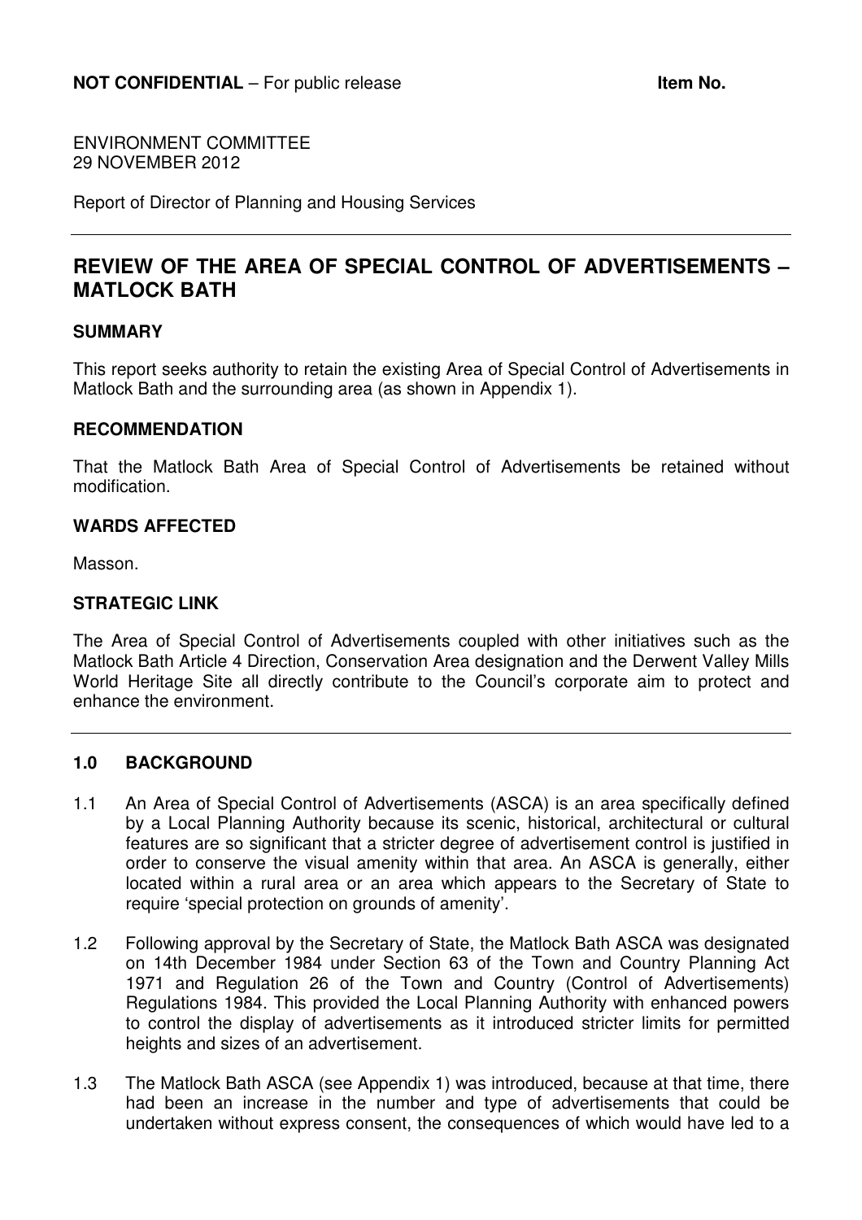**NOT CONFIDENTIAL** – For public release **Item No.**

ENVIRONMENT COMMITTEE
29 NOVEMBER 2012

Report of Director of Planning and Housing Services

# REVIEW OF THE AREA OF SPECIAL CONTROL OF ADVERTISEMENTS – MATLOCK BATH

## SUMMARY

This report seeks authority to retain the existing Area of Special Control of Advertisements in Matlock Bath and the surrounding area (as shown in Appendix 1).

## RECOMMENDATION

That the Matlock Bath Area of Special Control of Advertisements be retained without modification.

## WARDS AFFECTED

Masson.

## STRATEGIC LINK

The Area of Special Control of Advertisements coupled with other initiatives such as the Matlock Bath Article 4 Direction, Conservation Area designation and the Derwent Valley Mills World Heritage Site all directly contribute to the Council's corporate aim to protect and enhance the environment.

## 1.0 BACKGROUND

1.1 An Area of Special Control of Advertisements (ASCA) is an area specifically defined by a Local Planning Authority because its scenic, historical, architectural or cultural features are so significant that a stricter degree of advertisement control is justified in order to conserve the visual amenity within that area. An ASCA is generally, either located within a rural area or an area which appears to the Secretary of State to require 'special protection on grounds of amenity'.

1.2 Following approval by the Secretary of State, the Matlock Bath ASCA was designated on 14th December 1984 under Section 63 of the Town and Country Planning Act 1971 and Regulation 26 of the Town and Country (Control of Advertisements) Regulations 1984. This provided the Local Planning Authority with enhanced powers to control the display of advertisements as it introduced stricter limits for permitted heights and sizes of an advertisement.

1.3 The Matlock Bath ASCA (see Appendix 1) was introduced, because at that time, there had been an increase in the number and type of advertisements that could be undertaken without express consent, the consequences of which would have led to a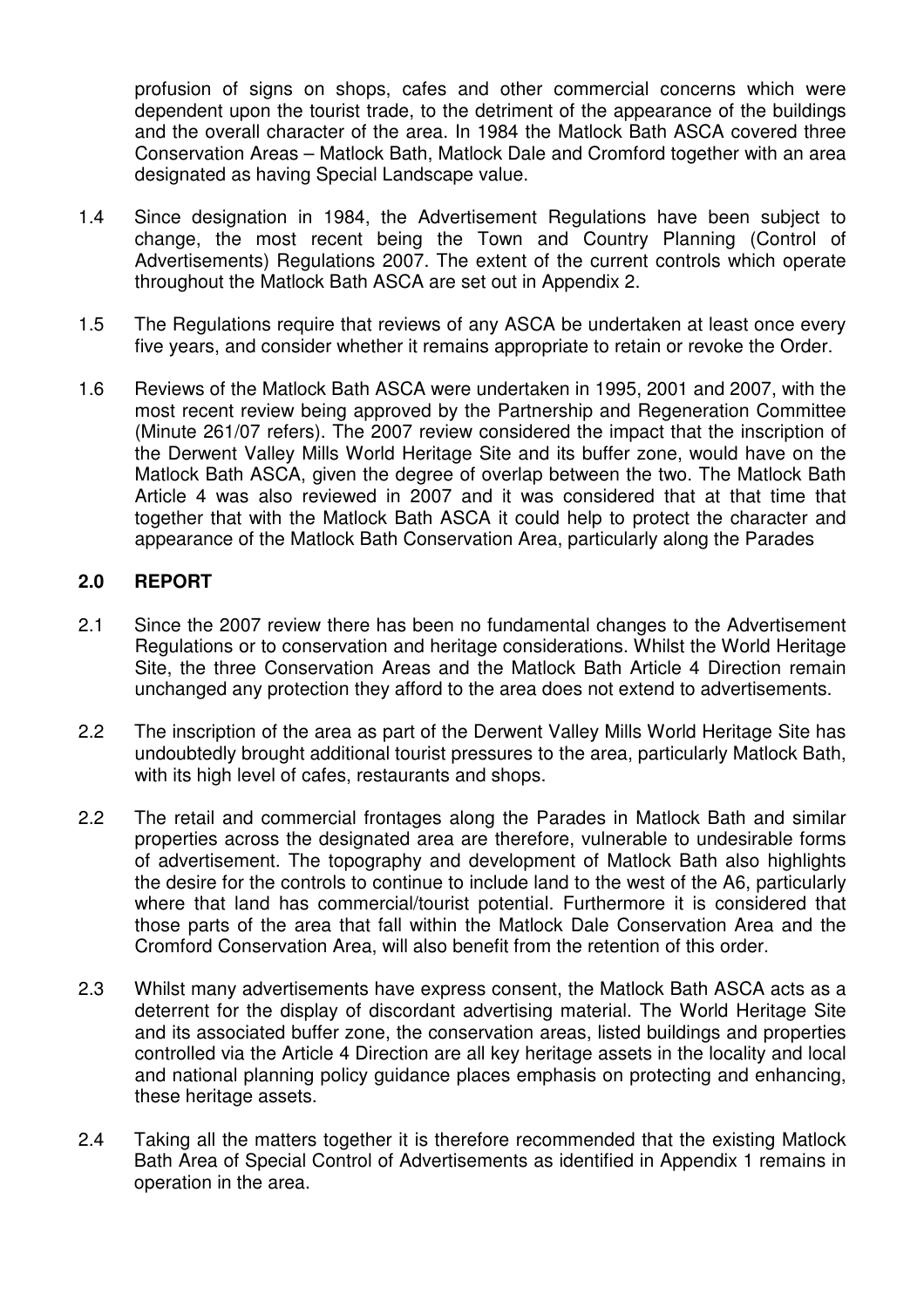profusion of signs on shops, cafes and other commercial concerns which were dependent upon the tourist trade, to the detriment of the appearance of the buildings and the overall character of the area. In 1984 the Matlock Bath ASCA covered three Conservation Areas – Matlock Bath, Matlock Dale and Cromford together with an area designated as having Special Landscape value.

1.4 Since designation in 1984, the Advertisement Regulations have been subject to change, the most recent being the Town and Country Planning (Control of Advertisements) Regulations 2007. The extent of the current controls which operate throughout the Matlock Bath ASCA are set out in Appendix 2.

1.5 The Regulations require that reviews of any ASCA be undertaken at least once every five years, and consider whether it remains appropriate to retain or revoke the Order.

1.6 Reviews of the Matlock Bath ASCA were undertaken in 1995, 2001 and 2007, with the most recent review being approved by the Partnership and Regeneration Committee (Minute 261/07 refers). The 2007 review considered the impact that the inscription of the Derwent Valley Mills World Heritage Site and its buffer zone, would have on the Matlock Bath ASCA, given the degree of overlap between the two. The Matlock Bath Article 4 was also reviewed in 2007 and it was considered that at that time that together that with the Matlock Bath ASCA it could help to protect the character and appearance of the Matlock Bath Conservation Area, particularly along the Parades

## 2.0 REPORT

2.1 Since the 2007 review there has been no fundamental changes to the Advertisement Regulations or to conservation and heritage considerations. Whilst the World Heritage Site, the three Conservation Areas and the Matlock Bath Article 4 Direction remain unchanged any protection they afford to the area does not extend to advertisements.

2.2 The inscription of the area as part of the Derwent Valley Mills World Heritage Site has undoubtedly brought additional tourist pressures to the area, particularly Matlock Bath, with its high level of cafes, restaurants and shops.

2.2 The retail and commercial frontages along the Parades in Matlock Bath and similar properties across the designated area are therefore, vulnerable to undesirable forms of advertisement. The topography and development of Matlock Bath also highlights the desire for the controls to continue to include land to the west of the A6, particularly where that land has commercial/tourist potential. Furthermore it is considered that those parts of the area that fall within the Matlock Dale Conservation Area and the Cromford Conservation Area, will also benefit from the retention of this order.

2.3 Whilst many advertisements have express consent, the Matlock Bath ASCA acts as a deterrent for the display of discordant advertising material. The World Heritage Site and its associated buffer zone, the conservation areas, listed buildings and properties controlled via the Article 4 Direction are all key heritage assets in the locality and local and national planning policy guidance places emphasis on protecting and enhancing, these heritage assets.

2.4 Taking all the matters together it is therefore recommended that the existing Matlock Bath Area of Special Control of Advertisements as identified in Appendix 1 remains in operation in the area.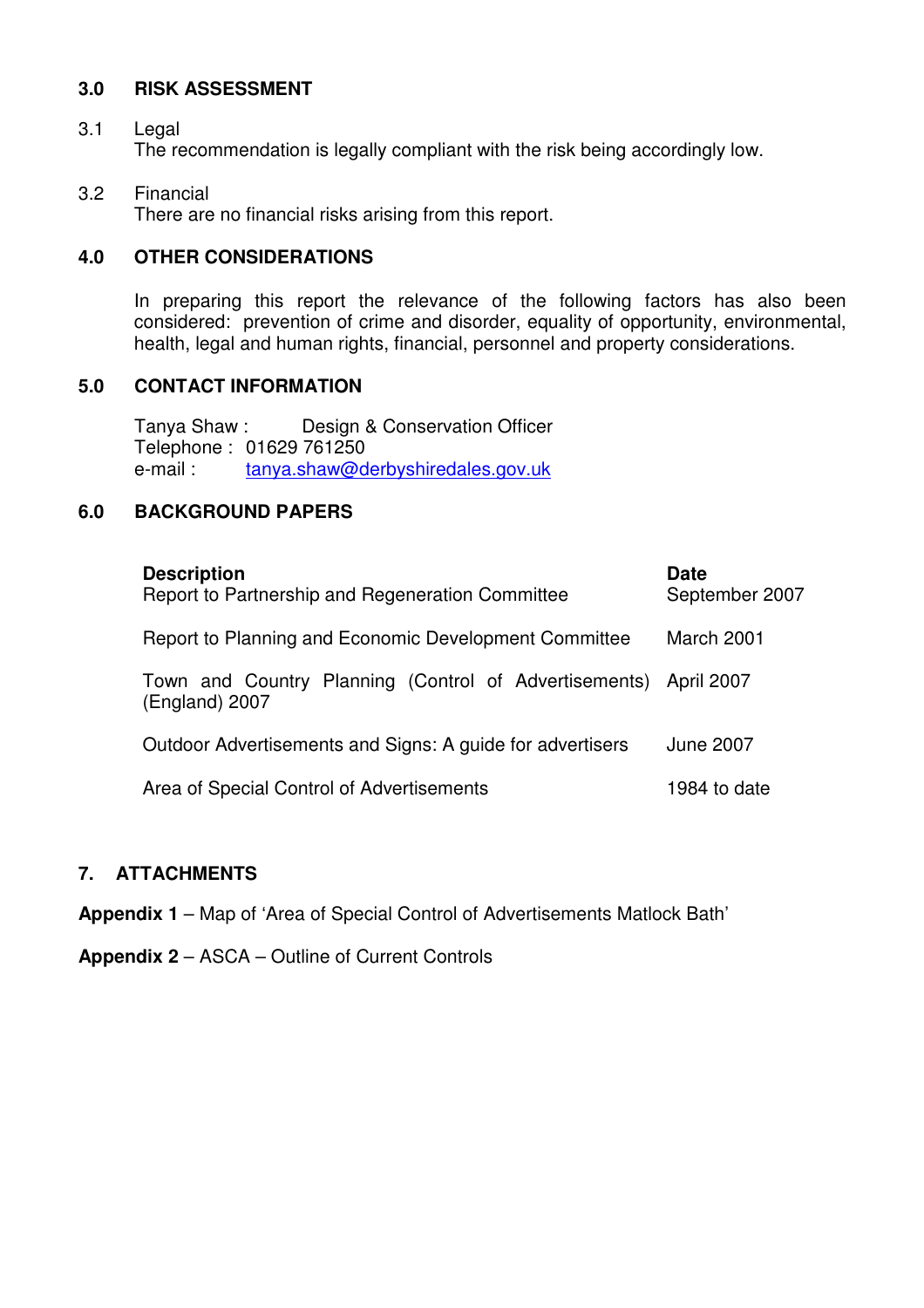## 3.0 RISK ASSESSMENT

3.1 Legal
The recommendation is legally compliant with the risk being accordingly low.

3.2 Financial
There are no financial risks arising from this report.

## 4.0 OTHER CONSIDERATIONS

In preparing this report the relevance of the following factors has also been considered: prevention of crime and disorder, equality of opportunity, environmental, health, legal and human rights, financial, personnel and property considerations.

## 5.0 CONTACT INFORMATION

Tanya Shaw : Design & Conservation Officer
Telephone : 01629 761250
e-mail : tanya.shaw@derbyshiredales.gov.uk

## 6.0 BACKGROUND PAPERS

| **Description** | **Date** |
|---|---|
| Report to Partnership and Regeneration Committee | September 2007 |
| Report to Planning and Economic Development Committee | March 2001 |
| Town and Country Planning (Control of Advertisements) (England) 2007 | April 2007 |
| Outdoor Advertisements and Signs: A guide for advertisers | June 2007 |
| Area of Special Control of Advertisements | 1984 to date |

## 7. ATTACHMENTS

**Appendix 1** – Map of 'Area of Special Control of Advertisements Matlock Bath'

**Appendix 2** – ASCA – Outline of Current Controls